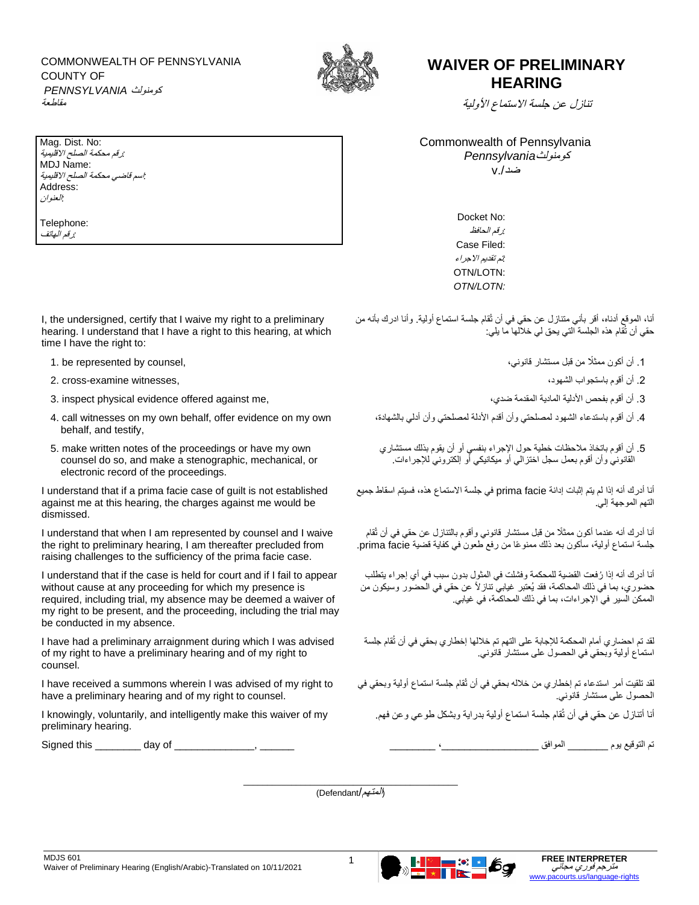COMMONWEALTH OF PENNSYLVANIA
COUNTY OF
*PENNSYLVANIA كومنولث*
*مقاطعة*

# WAIVER OF PRELIMINARY HEARING

*تنازل عن جلسة الاستماع الأولية*

Mag. Dist. No:
*:رقم محكمة الصلح الاقليمية*
MDJ Name:
*:إسم قاضي محكمة الصلح الاقليمية*
Address:
*:العنوان*

Telephone:
*:رقم الهاتف*

Commonwealth of Pennsylvania
*Pennsylvaniaكومنولث*
v./ضد

Docket No:
*:رقم الحافظ*
Case Filed:
*:تم تقديم الاجراء*
OTN/LOTN:
*OTN/LOTN:*

I, the undersigned, certify that I waive my right to a preliminary hearing. I understand that I have a right to this hearing, at which time I have the right to:

أنا، الموقع أدناه، أقر بأني متنازل عن حقي في أن تُقام جلسة استماع أولية. وأنا ادرك بأنه من حقي أن تُقام هذه الجلسة التي يحق لي خلالها ما يلي:

1. be represented by counsel,
2. cross-examine witnesses,
3. inspect physical evidence offered against me,
4. call witnesses on my own behalf, offer evidence on my own behalf, and testify,
5. make written notes of the proceedings or have my own counsel do so, and make a stenographic, mechanical, or electronic record of the proceedings.

1. أن أكون ممثلًا من قبل مستشار قانوني،
2. أن أقوم باستجواب الشهود،
3. أن أقوم بفحص الأدلة المادية المقدمة ضدي،
4. أن أقوم باستدعاء الشهود لمصلحتي وأن أقدم الأدلة لمصلحتي وأن أدلي بالشهادة،
5. أن أقوم باتخاذ ملاحظات خطية حول الإجراء بنفسي أو أن يقوم بذلك مستشاري القانوني وأن أقوم بعمل سجل اختزالي أو ميكانيكي أو إلكتروني للإجراءات.

I understand that if a prima facie case of guilt is not established against me at this hearing, the charges against me would be dismissed.

أنا أدرك أنه إذا لم يتم إثبات إدانة prima facie في جلسة الاستماع هذه، فسيتم اسقاط جميع التهم الموجهة إلي.

I understand that when I am represented by counsel and I waive the right to preliminary hearing, I am thereafter precluded from raising challenges to the sufficiency of the prima facie case.

أنا أدرك أنه عندما أكون ممثلًا من قبل مستشار قانوني وأقوم بالتنازل عن حقي في أن تُقام جلسة استماع أولية، ساكون بعد ذلك ممنوعًا من رفع طعون في كفاية قضية prima facie.

I understand that if the case is held for court and if I fail to appear without cause at any proceeding for which my presence is required, including trial, my absence may be deemed a waiver of my right to be present, and the proceeding, including the trial may be conducted in my absence.

أنا أدرك أنه إذا رُفعت القضية للمحكمة وفشلت في المثول بدون سبب في أي إجراء يتطلب حضوري، بما في ذلك المحاكمة، فقد يُعتبر غيابي تنازلاً عن حقي في الحضور وسيكون من الممكن السير في الإجراءات، بما في ذلك المحاكمة، في غيابي.

I have had a preliminary arraignment during which I was advised of my right to have a preliminary hearing and of my right to counsel.

لقد تم احضاري أمام المحكمة للإجابة على التهم تم خلالها إخطاري بحقي في أن تُقام جلسة استماع أولية وبحقي في الحصول على مستشار قانوني.

I have received a summons wherein I was advised of my right to have a preliminary hearing and of my right to counsel.

لقد تلقيت أمر استدعاء تم إخطاري من خلاله بحقي في أن تُقام جلسة استماع أولية وبحقي في الحصول على مستشار قانوني.

I knowingly, voluntarily, and intelligently make this waiver of my preliminary hearing.

أنا أتنازل عن حقي في أن تُقام جلسة استماع أولية بدراية وبشكل طوعي وعن فهم.

Signed this ________ day of ______________, ______

تم التوقيع يوم ________ الموافق ___________________، _________

_______________________________________
(Defendant/*المتهم*)

MDJS 601
Waiver of Preliminary Hearing (English/Arabic)-Translated on 10/11/2021

**FREE INTERPRETER**
*مترجم فوري مجاني*
www.pacourts.us/language-rights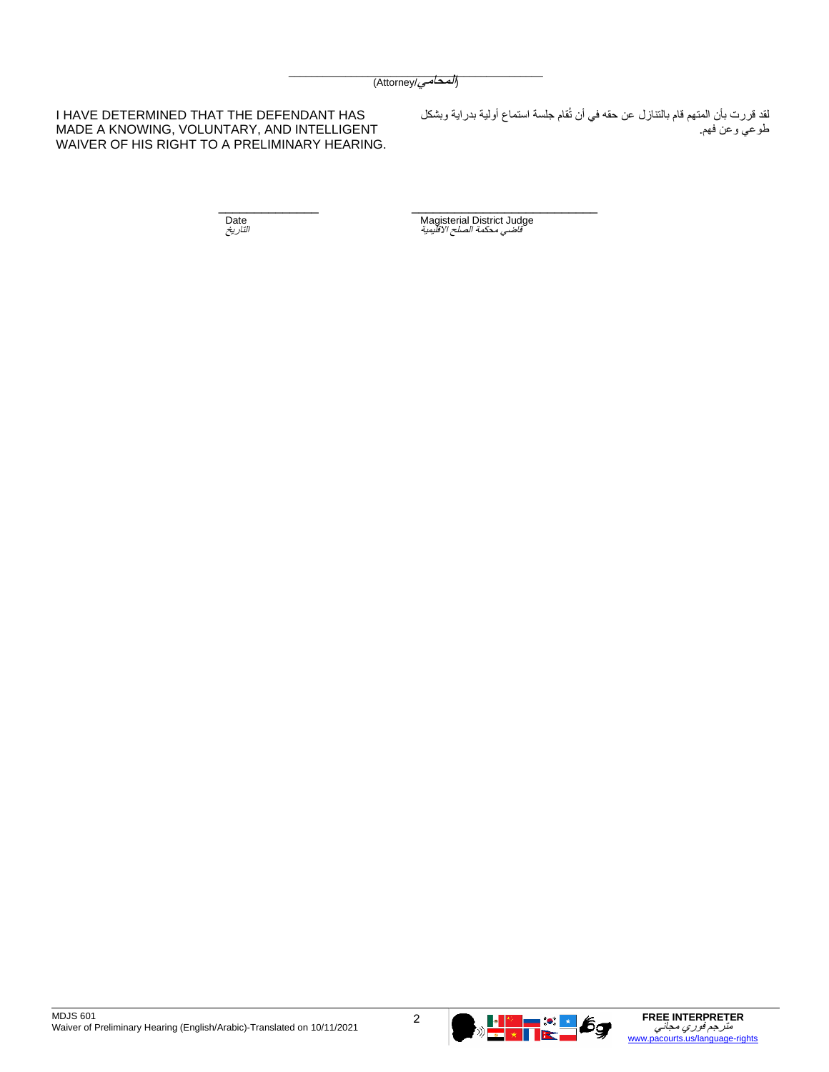\_\_\_\_\_\_\_\_\_\_\_\_\_\_\_\_\_\_\_\_\_\_\_\_\_\_\_\_\_\_\_\_\_\_\_\_\_\_\_\_

(Attorney/المحامي)

I HAVE DETERMINED THAT THE DEFENDANT HAS MADE A KNOWING, VOLUNTARY, AND INTELLIGENT WAIVER OF HIS RIGHT TO A PRELIMINARY HEARING.

لقد قررت بأن المتهم قام بالتنازل عن حقه في أن تُقام جلسة استماع أولية بدراية وبشكل طوعي وعن فهم.

| | |
|---|---|
| \_\_\_\_\_\_\_\_\_\_\_\_\_\_\_\_ | \_\_\_\_\_\_\_\_\_\_\_\_\_\_\_\_\_\_\_\_\_\_\_\_\_\_\_\_\_\_ |
| Date<br>التاريخ | Magisterial District Judge<br>قاضي محكمة الصلح الاقليمية |

MDJS 601
Waiver of Preliminary Hearing (English/Arabic)-Translated on 10/11/2021

**FREE INTERPRETER**
مترجم فوري مجاني
www.pacourts.us/language-rights